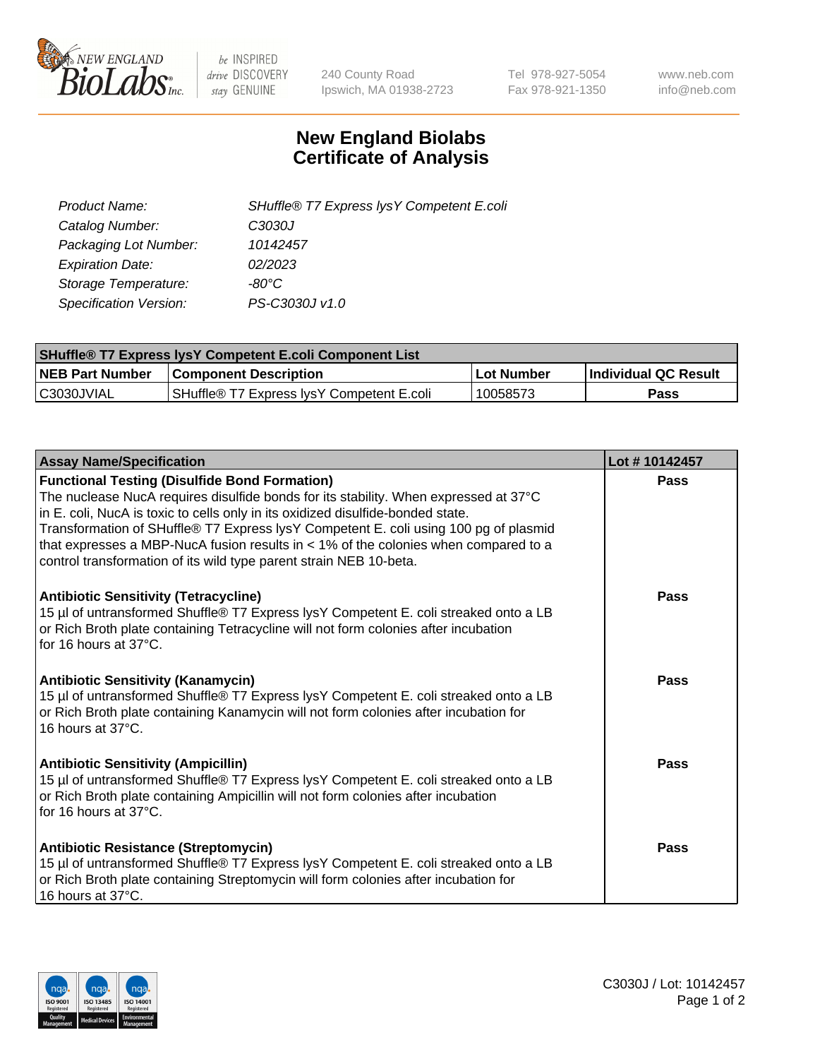New England BioLabs Inc. — be INSPIRED drive DISCOVERY stay GENUINE

240 County Road
Ipswich, MA 01938-2723

Tel 978-927-5054
Fax 978-921-1350

www.neb.com
info@neb.com

# New England Biolabs
# Certificate of Analysis

| | |
|---|---|
| *Product Name:* | *SHuffle® T7 Express lysY Competent E.coli* |
| *Catalog Number:* | *C3030J* |
| *Packaging Lot Number:* | *10142457* |
| *Expiration Date:* | *02/2023* |
| *Storage Temperature:* | *-80°C* |
| *Specification Version:* | *PS-C3030J v1.0* |

| **SHuffle® T7 Express lysY Competent E.coli Component List** | | | |
|---|---|---|---|
| **NEB Part Number** | **Component Description** | **Lot Number** | **Individual QC Result** |
| C3030JVIAL | SHuffle® T7 Express lysY Competent E.coli | 10058573 | **Pass** |

| **Assay Name/Specification** | **Lot # 10142457** |
|---|---|
| **Functional Testing (Disulfide Bond Formation)** The nuclease NucA requires disulfide bonds for its stability. When expressed at 37°C in E. coli, NucA is toxic to cells only in its oxidized disulfide-bonded state. Transformation of SHuffle® T7 Express lysY Competent E. coli using 100 pg of plasmid that expresses a MBP-NucA fusion results in < 1% of the colonies when compared to a control transformation of its wild type parent strain NEB 10-beta. | **Pass** |
| **Antibiotic Sensitivity (Tetracycline)** 15 µl of untransformed Shuffle® T7 Express lysY Competent E. coli streaked onto a LB or Rich Broth plate containing Tetracycline will not form colonies after incubation for 16 hours at 37°C. | **Pass** |
| **Antibiotic Sensitivity (Kanamycin)** 15 µl of untransformed Shuffle® T7 Express lysY Competent E. coli streaked onto a LB or Rich Broth plate containing Kanamycin will not form colonies after incubation for 16 hours at 37°C. | **Pass** |
| **Antibiotic Sensitivity (Ampicillin)** 15 µl of untransformed Shuffle® T7 Express lysY Competent E. coli streaked onto a LB or Rich Broth plate containing Ampicillin will not form colonies after incubation for 16 hours at 37°C. | **Pass** |
| **Antibiotic Resistance (Streptomycin)** 15 µl of untransformed Shuffle® T7 Express lysY Competent E. coli streaked onto a LB or Rich Broth plate containing Streptomycin will form colonies after incubation for 16 hours at 37°C. | **Pass** |

C3030J / Lot: 10142457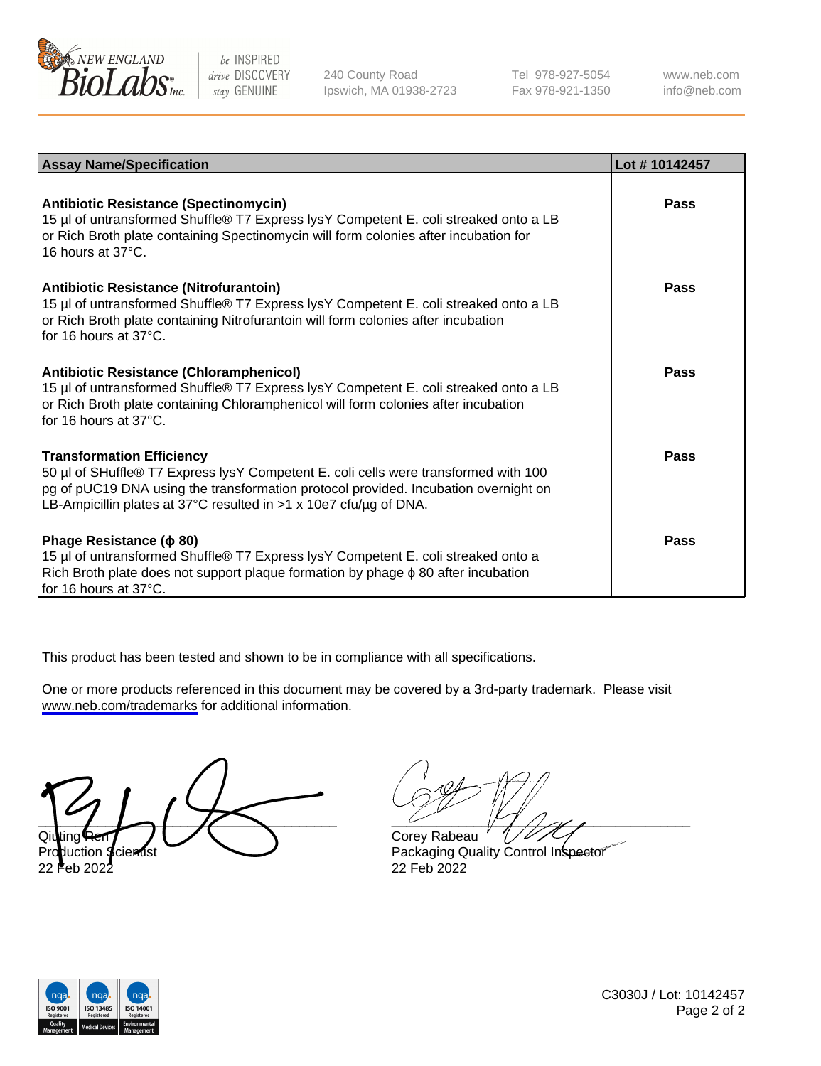New England BioLabs Inc. — be INSPIRED drive DISCOVERY stay GENUINE

240 County Road
Ipswich, MA 01938-2723

Tel 978-927-5054
Fax 978-921-1350

www.neb.com
info@neb.com

| Assay Name/Specification | Lot # 10142457 |
| --- | --- |
| **Antibiotic Resistance (Spectinomycin)**<br>15 µl of untransformed Shuffle® T7 Express lysY Competent E. coli streaked onto a LB or Rich Broth plate containing Spectinomycin will form colonies after incubation for 16 hours at 37°C. | **Pass** |
| **Antibiotic Resistance (Nitrofurantoin)**<br>15 µl of untransformed Shuffle® T7 Express lysY Competent E. coli streaked onto a LB or Rich Broth plate containing Nitrofurantoin will form colonies after incubation for 16 hours at 37°C. | **Pass** |
| **Antibiotic Resistance (Chloramphenicol)**<br>15 µl of untransformed Shuffle® T7 Express lysY Competent E. coli streaked onto a LB or Rich Broth plate containing Chloramphenicol will form colonies after incubation for 16 hours at 37°C. | **Pass** |
| **Transformation Efficiency**<br>50 µl of SHuffle® T7 Express lysY Competent E. coli cells were transformed with 100 pg of pUC19 DNA using the transformation protocol provided. Incubation overnight on LB-Ampicillin plates at 37°C resulted in >1 x 10e7 cfu/µg of DNA. | **Pass** |
| **Phage Resistance (ϕ 80)**<br>15 µl of untransformed Shuffle® T7 Express lysY Competent E. coli streaked onto a Rich Broth plate does not support plaque formation by phage ϕ 80 after incubation for 16 hours at 37°C. | **Pass** |

This product has been tested and shown to be in compliance with all specifications.

One or more products referenced in this document may be covered by a 3rd-party trademark. Please visit www.neb.com/trademarks for additional information.

Qiuting Ren
Production Scientist
22 Feb 2022

Corey Rabeau
Packaging Quality Control Inspector
22 Feb 2022

C3030J / Lot: 10142457